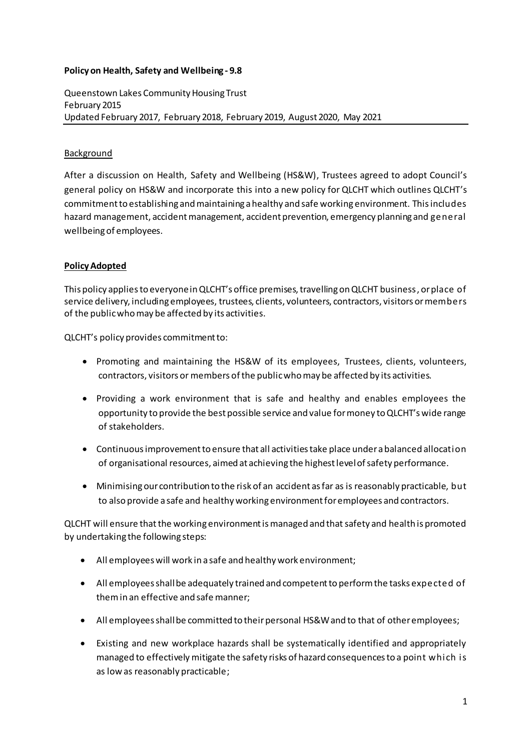**Policy on Health, Safety and Wellbeing - 9.8**

Queenstown Lakes Community Housing Trust
February 2015
Updated February 2017, February 2018, February 2019, August 2020, May 2021

---

Background

After a discussion on Health, Safety and Wellbeing (HS&W), Trustees agreed to adopt Council's general policy on HS&W and incorporate this into a new policy for QLCHT which outlines QLCHT's commitment to establishing and maintaining a healthy and safe working environment. This includes hazard management, accident management, accident prevention, emergency planning and general wellbeing of employees.

**Policy Adopted**

This policy applies to everyone in QLCHT's office premises, travelling on QLCHT business, or place of service delivery, including employees, trustees, clients, volunteers, contractors, visitors or members of the public who may be affected by its activities.

QLCHT's policy provides commitment to:

- Promoting and maintaining the HS&W of its employees, Trustees, clients, volunteers, contractors, visitors or members of the public who may be affected by its activities.
- Providing a work environment that is safe and healthy and enables employees the opportunity to provide the best possible service and value for money to QLCHT's wide range of stakeholders.
- Continuous improvement to ensure that all activities take place under a balanced allocation of organisational resources, aimed at achieving the highest level of safety performance.
- Minimising our contribution to the risk of an accident as far as is reasonably practicable, but to also provide a safe and healthy working environment for employees and contractors.

QLCHT will ensure that the working environment is managed and that safety and health is promoted by undertaking the following steps:

- All employees will work in a safe and healthy work environment;
- All employees shall be adequately trained and competent to perform the tasks expected of them in an effective and safe manner;
- All employees shall be committed to their personal HS&W and to that of other employees;
- Existing and new workplace hazards shall be systematically identified and appropriately managed to effectively mitigate the safety risks of hazard consequences to a point which is as low as reasonably practicable;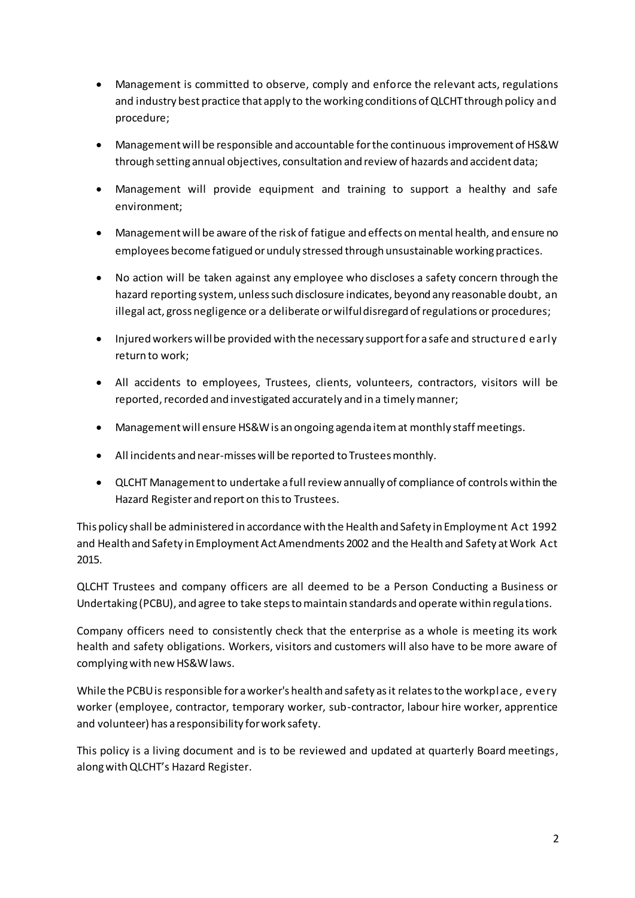- Management is committed to observe, comply and enforce the relevant acts, regulations and industry best practice that apply to the working conditions of QLCHT through policy and procedure;
- Management will be responsible and accountable for the continuous improvement of HS&W through setting annual objectives, consultation and review of hazards and accident data;
- Management will provide equipment and training to support a healthy and safe environment;
- Management will be aware of the risk of fatigue and effects on mental health, and ensure no employees become fatigued or unduly stressed through unsustainable working practices.
- No action will be taken against any employee who discloses a safety concern through the hazard reporting system, unless such disclosure indicates, beyond any reasonable doubt, an illegal act, gross negligence or a deliberate or wilful disregard of regulations or procedures;
- Injured workers will be provided with the necessary support for a safe and structured early return to work;
- All accidents to employees, Trustees, clients, volunteers, contractors, visitors will be reported, recorded and investigated accurately and in a timely manner;
- Management will ensure HS&W is an ongoing agenda item at monthly staff meetings.
- All incidents and near-misses will be reported to Trustees monthly.
- QLCHT Management to undertake a full review annually of compliance of controls within the Hazard Register and report on this to Trustees.

This policy shall be administered in accordance with the Health and Safety in Employment Act 1992 and Health and Safety in Employment Act Amendments 2002 and the Health and Safety at Work Act 2015.

QLCHT Trustees and company officers are all deemed to be a Person Conducting a Business or Undertaking (PCBU), and agree to take steps to maintain standards and operate within regulations.

Company officers need to consistently check that the enterprise as a whole is meeting its work health and safety obligations. Workers, visitors and customers will also have to be more aware of complying with new HS&W laws.

While the PCBU is responsible for a worker's health and safety as it relates to the workplace, every worker (employee, contractor, temporary worker, sub-contractor, labour hire worker, apprentice and volunteer) has a responsibility for work safety.

This policy is a living document and is to be reviewed and updated at quarterly Board meetings, along with QLCHT's Hazard Register.